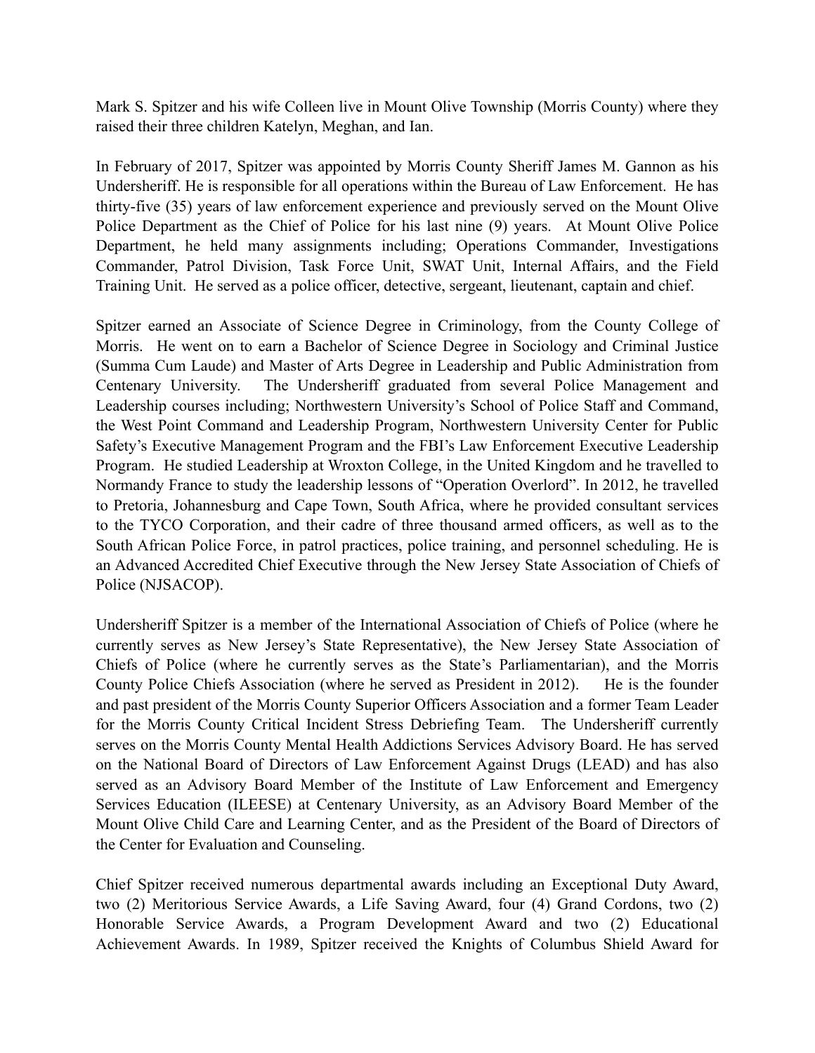Mark S. Spitzer and his wife Colleen live in Mount Olive Township (Morris County) where they raised their three children Katelyn, Meghan, and Ian.

In February of 2017, Spitzer was appointed by Morris County Sheriff James M. Gannon as his Undersheriff. He is responsible for all operations within the Bureau of Law Enforcement. He has thirty-five (35) years of law enforcement experience and previously served on the Mount Olive Police Department as the Chief of Police for his last nine (9) years. At Mount Olive Police Department, he held many assignments including; Operations Commander, Investigations Commander, Patrol Division, Task Force Unit, SWAT Unit, Internal Affairs, and the Field Training Unit. He served as a police officer, detective, sergeant, lieutenant, captain and chief.

Spitzer earned an Associate of Science Degree in Criminology, from the County College of Morris. He went on to earn a Bachelor of Science Degree in Sociology and Criminal Justice (Summa Cum Laude) and Master of Arts Degree in Leadership and Public Administration from Centenary University. The Undersheriff graduated from several Police Management and Leadership courses including; Northwestern University's School of Police Staff and Command, the West Point Command and Leadership Program, Northwestern University Center for Public Safety's Executive Management Program and the FBI's Law Enforcement Executive Leadership Program. He studied Leadership at Wroxton College, in the United Kingdom and he travelled to Normandy France to study the leadership lessons of "Operation Overlord". In 2012, he travelled to Pretoria, Johannesburg and Cape Town, South Africa, where he provided consultant services to the TYCO Corporation, and their cadre of three thousand armed officers, as well as to the South African Police Force, in patrol practices, police training, and personnel scheduling. He is an Advanced Accredited Chief Executive through the New Jersey State Association of Chiefs of Police (NJSACOP).

Undersheriff Spitzer is a member of the International Association of Chiefs of Police (where he currently serves as New Jersey's State Representative), the New Jersey State Association of Chiefs of Police (where he currently serves as the State's Parliamentarian), and the Morris County Police Chiefs Association (where he served as President in 2012). He is the founder and past president of the Morris County Superior Officers Association and a former Team Leader for the Morris County Critical Incident Stress Debriefing Team. The Undersheriff currently serves on the Morris County Mental Health Addictions Services Advisory Board. He has served on the National Board of Directors of Law Enforcement Against Drugs (LEAD) and has also served as an Advisory Board Member of the Institute of Law Enforcement and Emergency Services Education (ILEESE) at Centenary University, as an Advisory Board Member of the Mount Olive Child Care and Learning Center, and as the President of the Board of Directors of the Center for Evaluation and Counseling.

Chief Spitzer received numerous departmental awards including an Exceptional Duty Award, two (2) Meritorious Service Awards, a Life Saving Award, four (4) Grand Cordons, two (2) Honorable Service Awards, a Program Development Award and two (2) Educational Achievement Awards. In 1989, Spitzer received the Knights of Columbus Shield Award for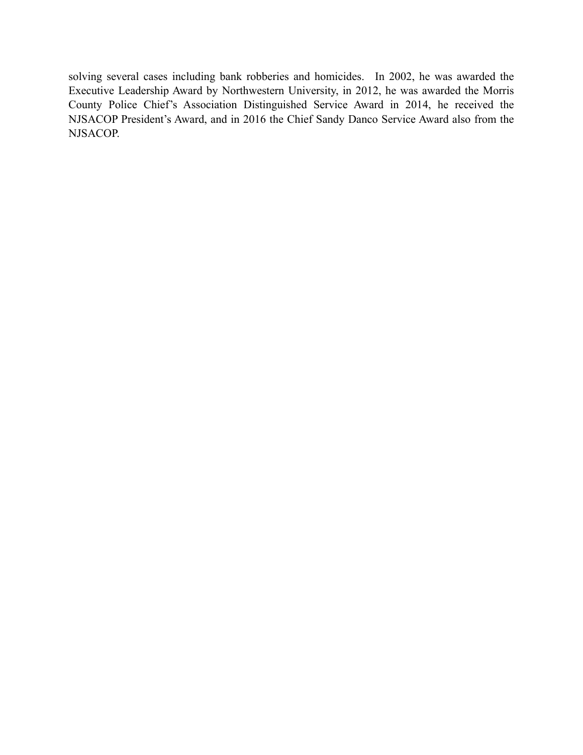solving several cases including bank robberies and homicides. In 2002, he was awarded the Executive Leadership Award by Northwestern University, in 2012, he was awarded the Morris County Police Chief's Association Distinguished Service Award in 2014, he received the NJSACOP President's Award, and in 2016 the Chief Sandy Danco Service Award also from the NJSACOP.